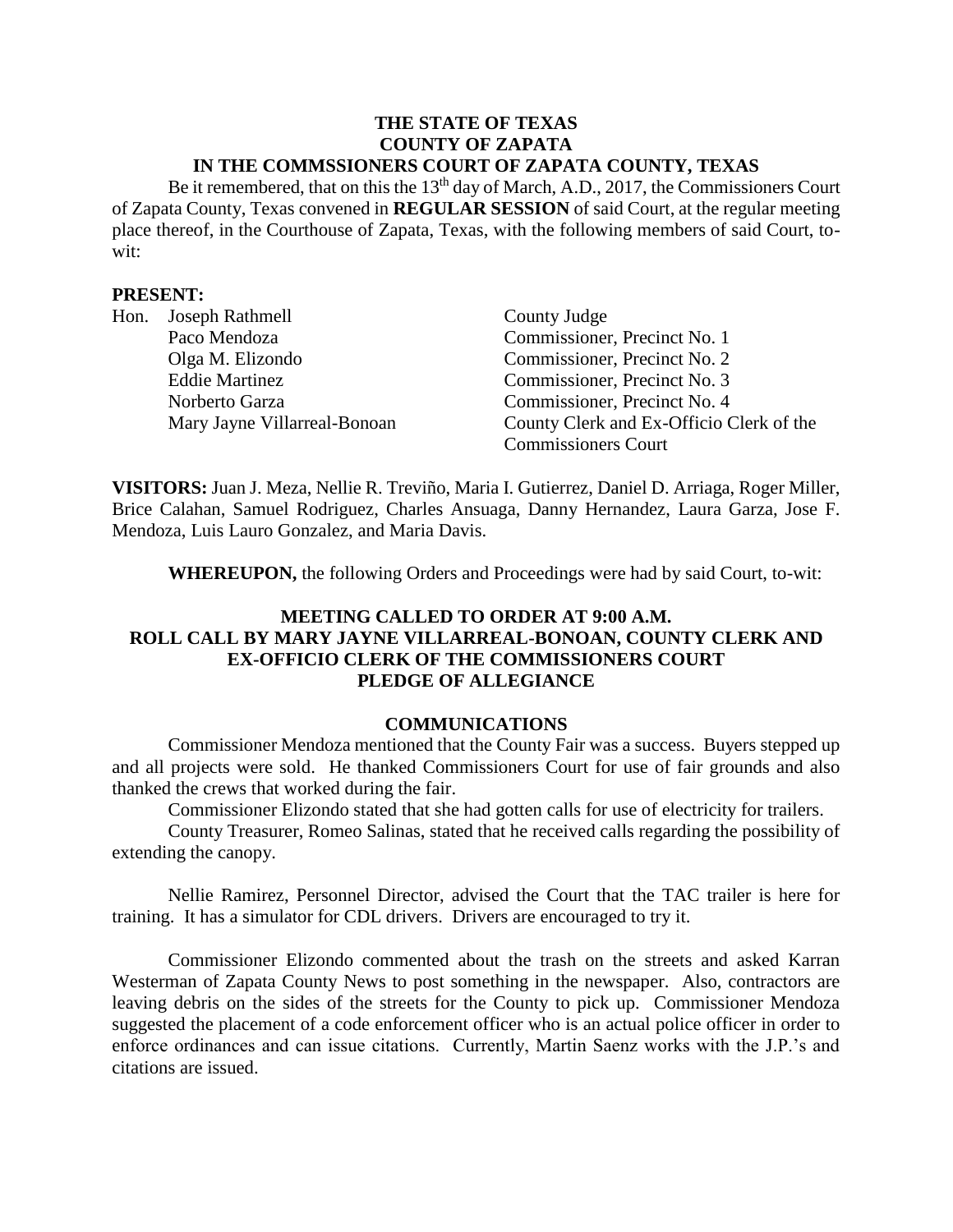**THE STATE OF TEXAS**
**COUNTY OF ZAPATA**
**IN THE COMMSSIONERS COURT OF ZAPATA COUNTY, TEXAS**

Be it remembered, that on this the 13th day of March, A.D., 2017, the Commissioners Court of Zapata County, Texas convened in **REGULAR SESSION** of said Court, at the regular meeting place thereof, in the Courthouse of Zapata, Texas, with the following members of said Court, to-wit:

**PRESENT:**

| | | |
|---|---|---|
| Hon. | Joseph Rathmell | County Judge |
| | Paco Mendoza | Commissioner, Precinct No. 1 |
| | Olga M. Elizondo | Commissioner, Precinct No. 2 |
| | Eddie Martinez | Commissioner, Precinct No. 3 |
| | Norberto Garza | Commissioner, Precinct No. 4 |
| | Mary Jayne Villarreal-Bonoan | County Clerk and Ex-Officio Clerk of the Commissioners Court |

**VISITORS:** Juan J. Meza, Nellie R. Treviño, Maria I. Gutierrez, Daniel D. Arriaga, Roger Miller, Brice Calahan, Samuel Rodriguez, Charles Ansuaga, Danny Hernandez, Laura Garza, Jose F. Mendoza, Luis Lauro Gonzalez, and Maria Davis.

**WHEREUPON,** the following Orders and Proceedings were had by said Court, to-wit:

**MEETING CALLED TO ORDER AT 9:00 A.M.**
**ROLL CALL BY MARY JAYNE VILLARREAL-BONOAN, COUNTY CLERK AND EX-OFFICIO CLERK OF THE COMMISSIONERS COURT**
**PLEDGE OF ALLEGIANCE**

**COMMUNICATIONS**

Commissioner Mendoza mentioned that the County Fair was a success. Buyers stepped up and all projects were sold. He thanked Commissioners Court for use of fair grounds and also thanked the crews that worked during the fair.

Commissioner Elizondo stated that she had gotten calls for use of electricity for trailers.

County Treasurer, Romeo Salinas, stated that he received calls regarding the possibility of extending the canopy.

Nellie Ramirez, Personnel Director, advised the Court that the TAC trailer is here for training. It has a simulator for CDL drivers. Drivers are encouraged to try it.

Commissioner Elizondo commented about the trash on the streets and asked Karran Westerman of Zapata County News to post something in the newspaper. Also, contractors are leaving debris on the sides of the streets for the County to pick up. Commissioner Mendoza suggested the placement of a code enforcement officer who is an actual police officer in order to enforce ordinances and can issue citations. Currently, Martin Saenz works with the J.P.'s and citations are issued.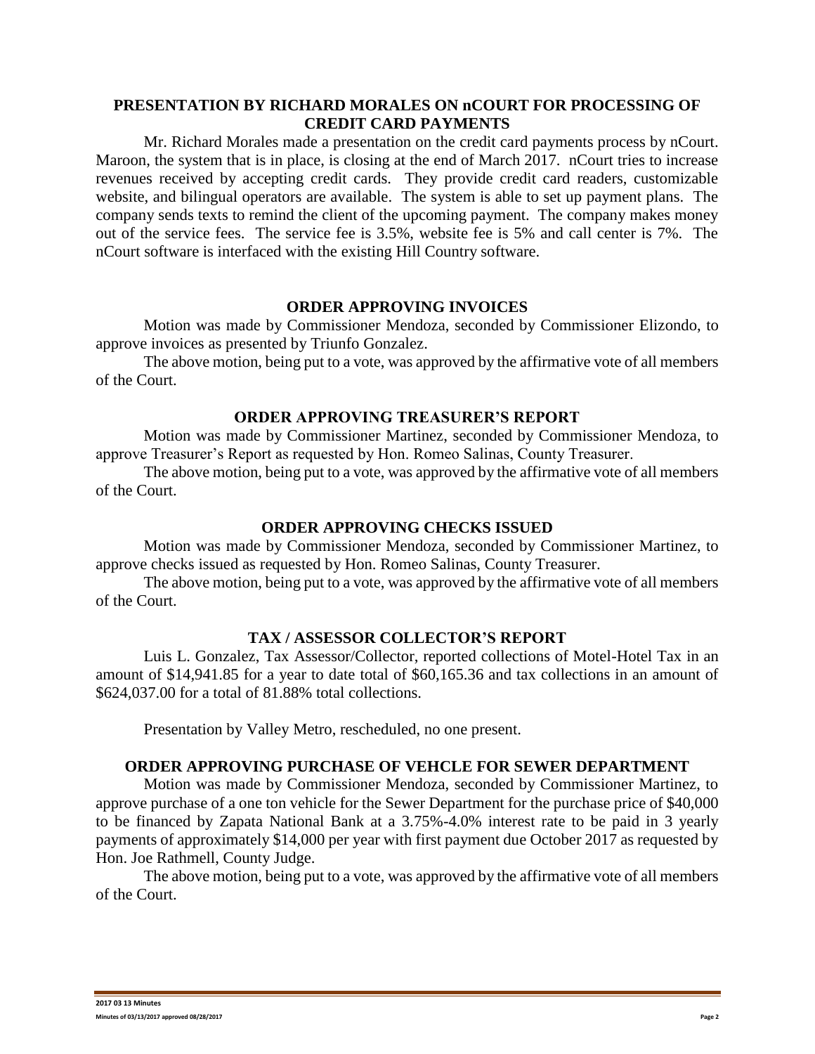## PRESENTATION BY RICHARD MORALES ON nCOURT FOR PROCESSING OF CREDIT CARD PAYMENTS

Mr. Richard Morales made a presentation on the credit card payments process by nCourt. Maroon, the system that is in place, is closing at the end of March 2017. nCourt tries to increase revenues received by accepting credit cards. They provide credit card readers, customizable website, and bilingual operators are available. The system is able to set up payment plans. The company sends texts to remind the client of the upcoming payment. The company makes money out of the service fees. The service fee is 3.5%, website fee is 5% and call center is 7%. The nCourt software is interfaced with the existing Hill Country software.

## ORDER APPROVING INVOICES

Motion was made by Commissioner Mendoza, seconded by Commissioner Elizondo, to approve invoices as presented by Triunfo Gonzalez.

The above motion, being put to a vote, was approved by the affirmative vote of all members of the Court.

## ORDER APPROVING TREASURER'S REPORT

Motion was made by Commissioner Martinez, seconded by Commissioner Mendoza, to approve Treasurer's Report as requested by Hon. Romeo Salinas, County Treasurer.

The above motion, being put to a vote, was approved by the affirmative vote of all members of the Court.

## ORDER APPROVING CHECKS ISSUED

Motion was made by Commissioner Mendoza, seconded by Commissioner Martinez, to approve checks issued as requested by Hon. Romeo Salinas, County Treasurer.

The above motion, being put to a vote, was approved by the affirmative vote of all members of the Court.

## TAX / ASSESSOR COLLECTOR'S REPORT

Luis L. Gonzalez, Tax Assessor/Collector, reported collections of Motel-Hotel Tax in an amount of $14,941.85 for a year to date total of $60,165.36 and tax collections in an amount of $624,037.00 for a total of 81.88% total collections.

Presentation by Valley Metro, rescheduled, no one present.

## ORDER APPROVING PURCHASE OF VEHCLE FOR SEWER DEPARTMENT

Motion was made by Commissioner Mendoza, seconded by Commissioner Martinez, to approve purchase of a one ton vehicle for the Sewer Department for the purchase price of $40,000 to be financed by Zapata National Bank at a 3.75%-4.0% interest rate to be paid in 3 yearly payments of approximately $14,000 per year with first payment due October 2017 as requested by Hon. Joe Rathmell, County Judge.

The above motion, being put to a vote, was approved by the affirmative vote of all members of the Court.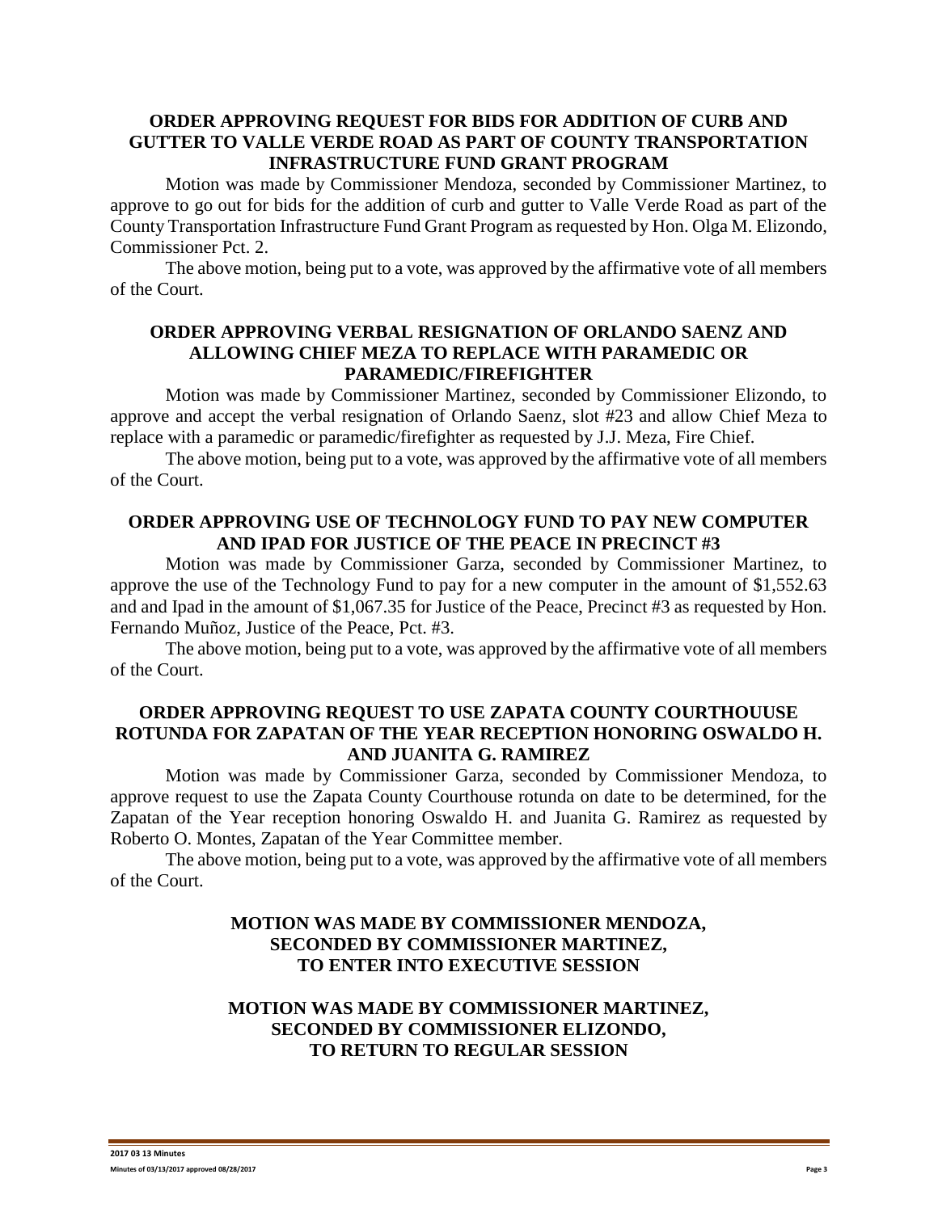### ORDER APPROVING REQUEST FOR BIDS FOR ADDITION OF CURB AND GUTTER TO VALLE VERDE ROAD AS PART OF COUNTY TRANSPORTATION INFRASTRUCTURE FUND GRANT PROGRAM

Motion was made by Commissioner Mendoza, seconded by Commissioner Martinez, to approve to go out for bids for the addition of curb and gutter to Valle Verde Road as part of the County Transportation Infrastructure Fund Grant Program as requested by Hon. Olga M. Elizondo, Commissioner Pct. 2.

The above motion, being put to a vote, was approved by the affirmative vote of all members of the Court.

### ORDER APPROVING VERBAL RESIGNATION OF ORLANDO SAENZ AND ALLOWING CHIEF MEZA TO REPLACE WITH PARAMEDIC OR PARAMEDIC/FIREFIGHTER

Motion was made by Commissioner Martinez, seconded by Commissioner Elizondo, to approve and accept the verbal resignation of Orlando Saenz, slot #23 and allow Chief Meza to replace with a paramedic or paramedic/firefighter as requested by J.J. Meza, Fire Chief.

The above motion, being put to a vote, was approved by the affirmative vote of all members of the Court.

### ORDER APPROVING USE OF TECHNOLOGY FUND TO PAY NEW COMPUTER AND IPAD FOR JUSTICE OF THE PEACE IN PRECINCT #3

Motion was made by Commissioner Garza, seconded by Commissioner Martinez, to approve the use of the Technology Fund to pay for a new computer in the amount of $1,552.63 and and Ipad in the amount of $1,067.35 for Justice of the Peace, Precinct #3 as requested by Hon. Fernando Muñoz, Justice of the Peace, Pct. #3.

The above motion, being put to a vote, was approved by the affirmative vote of all members of the Court.

### ORDER APPROVING REQUEST TO USE ZAPATA COUNTY COURTHOUUSE ROTUNDA FOR ZAPATAN OF THE YEAR RECEPTION HONORING OSWALDO H. AND JUANITA G. RAMIREZ

Motion was made by Commissioner Garza, seconded by Commissioner Mendoza, to approve request to use the Zapata County Courthouse rotunda on date to be determined, for the Zapatan of the Year reception honoring Oswaldo H. and Juanita G. Ramirez as requested by Roberto O. Montes, Zapatan of the Year Committee member.

The above motion, being put to a vote, was approved by the affirmative vote of all members of the Court.

### MOTION WAS MADE BY COMMISSIONER MENDOZA, SECONDED BY COMMISSIONER MARTINEZ, TO ENTER INTO EXECUTIVE SESSION

### MOTION WAS MADE BY COMMISSIONER MARTINEZ, SECONDED BY COMMISSIONER ELIZONDO, TO RETURN TO REGULAR SESSION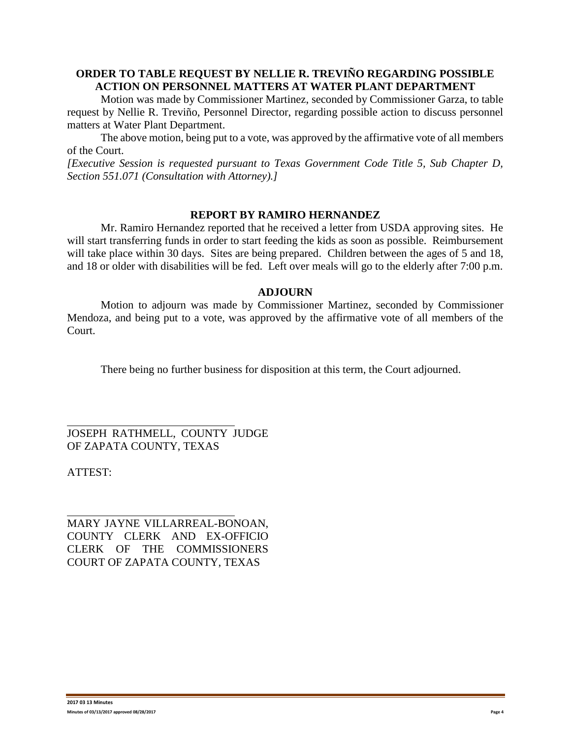## ORDER TO TABLE REQUEST BY NELLIE R. TREVIÑO REGARDING POSSIBLE ACTION ON PERSONNEL MATTERS AT WATER PLANT DEPARTMENT

Motion was made by Commissioner Martinez, seconded by Commissioner Garza, to table request by Nellie R. Treviño, Personnel Director, regarding possible action to discuss personnel matters at Water Plant Department.

The above motion, being put to a vote, was approved by the affirmative vote of all members of the Court.

*[Executive Session is requested pursuant to Texas Government Code Title 5, Sub Chapter D, Section 551.071 (Consultation with Attorney).]*

## REPORT BY RAMIRO HERNANDEZ

Mr. Ramiro Hernandez reported that he received a letter from USDA approving sites. He will start transferring funds in order to start feeding the kids as soon as possible. Reimbursement will take place within 30 days. Sites are being prepared. Children between the ages of 5 and 18, and 18 or older with disabilities will be fed. Left over meals will go to the elderly after 7:00 p.m.

## ADJOURN

Motion to adjourn was made by Commissioner Martinez, seconded by Commissioner Mendoza, and being put to a vote, was approved by the affirmative vote of all members of the Court.

There being no further business for disposition at this term, the Court adjourned.

\_\_\_\_\_\_\_\_\_\_\_\_\_\_\_\_\_\_\_\_\_\_\_\_\_\_\_\_\_\_\_\_

JOSEPH RATHMELL, COUNTY JUDGE
OF ZAPATA COUNTY, TEXAS

ATTEST:

\_\_\_\_\_\_\_\_\_\_\_\_\_\_\_\_\_\_\_\_\_\_\_\_\_\_\_\_\_\_\_\_

MARY JAYNE VILLARREAL-BONOAN,
COUNTY CLERK AND EX-OFFICIO
CLERK OF THE COMMISSIONERS
COURT OF ZAPATA COUNTY, TEXAS